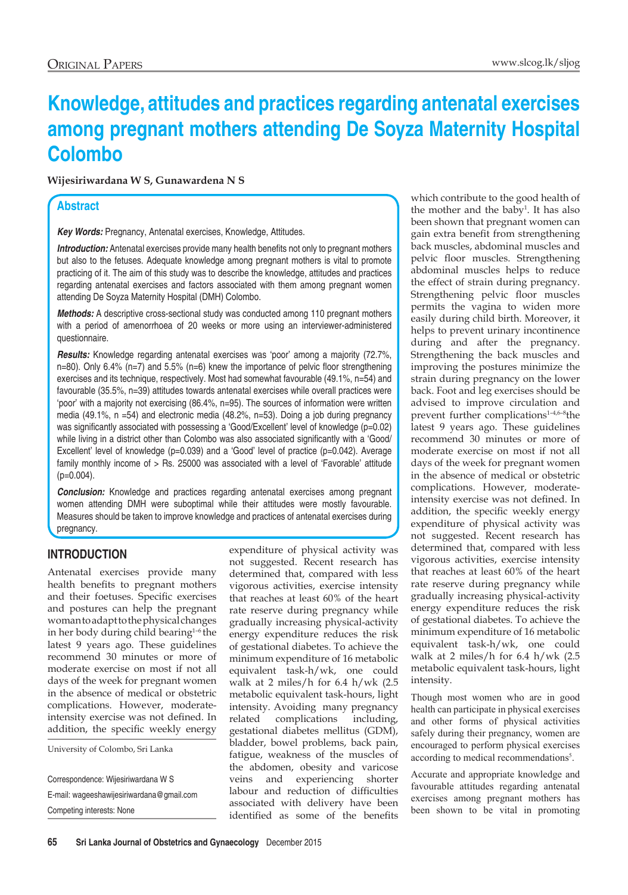# Knowledge, attitudes and practices regarding antenatal exercises among pregnant mothers attending De Soyza Maternity Hospital Colombo

**Wijesiriwardana W S, Gunawardena N S**

## Abstract

***Key Words:*** Pregnancy, Antenatal exercises, Knowledge, Attitudes.

***Introduction:*** Antenatal exercises provide many health benefits not only to pregnant mothers but also to the fetuses. Adequate knowledge among pregnant mothers is vital to promote practicing of it. The aim of this study was to describe the knowledge, attitudes and practices regarding antenatal exercises and factors associated with them among pregnant women attending De Soyza Maternity Hospital (DMH) Colombo.

***Methods:*** A descriptive cross-sectional study was conducted among 110 pregnant mothers with a period of amenorrhoea of 20 weeks or more using an interviewer-administered questionnaire.

***Results:*** Knowledge regarding antenatal exercises was 'poor' among a majority (72.7%, n=80). Only 6.4% (n=7) and 5.5% (n=6) knew the importance of pelvic floor strengthening exercises and its technique, respectively. Most had somewhat favourable (49.1%, n=54) and favourable (35.5%, n=39) attitudes towards antenatal exercises while overall practices were 'poor' with a majority not exercising (86.4%, n=95). The sources of information were written media (49.1%, n =54) and electronic media (48.2%, n=53). Doing a job during pregnancy was significantly associated with possessing a 'Good/Excellent' level of knowledge (p=0.02) while living in a district other than Colombo was also associated significantly with a 'Good/ Excellent' level of knowledge (p=0.039) and a 'Good' level of practice (p=0.042). Average family monthly income of > Rs. 25000 was associated with a level of 'Favorable' attitude (p=0.004).

***Conclusion:*** Knowledge and practices regarding antenatal exercises among pregnant women attending DMH were suboptimal while their attitudes were mostly favourable. Measures should be taken to improve knowledge and practices of antenatal exercises during pregnancy.

## INTRODUCTION

Antenatal exercises provide many health benefits to pregnant mothers and their foetuses. Specific exercises and postures can help the pregnant woman to adapt to the physical changes in her body during child bearing[1–6] the latest 9 years ago. These guidelines recommend 30 minutes or more of moderate exercise on most if not all days of the week for pregnant women in the absence of medical or obstetric complications. However, moderate-intensity exercise was not defined. In addition, the specific weekly energy expenditure of physical activity was not suggested. Recent research has determined that, compared with less vigorous activities, exercise intensity that reaches at least 60% of the heart rate reserve during pregnancy while gradually increasing physical-activity energy expenditure reduces the risk of gestational diabetes. To achieve the minimum expenditure of 16 metabolic equivalent task-h/wk, one could walk at 2 miles/h for 6.4 h/wk (2.5 metabolic equivalent task-hours, light intensity. Avoiding many pregnancy related complications including, gestational diabetes mellitus (GDM), bladder, bowel problems, back pain, fatigue, weakness of the muscles of the abdomen, obesity and varicose veins and experiencing shorter labour and reduction of difficulties associated with delivery have been identified as some of the benefits which contribute to the good health of the mother and the baby[1]. It has also been shown that pregnant women can gain extra benefit from strengthening back muscles, abdominal muscles and pelvic floor muscles. Strengthening abdominal muscles helps to reduce the effect of strain during pregnancy. Strengthening pelvic floor muscles permits the vagina to widen more easily during child birth. Moreover, it helps to prevent urinary incontinence during and after the pregnancy. Strengthening the back muscles and improving the postures minimize the strain during pregnancy on the lower back. Foot and leg exercises should be advised to improve circulation and prevent further complications[1–4,6–8]the latest 9 years ago. These guidelines recommend 30 minutes or more of moderate exercise on most if not all days of the week for pregnant women in the absence of medical or obstetric complications. However, moderate-intensity exercise was not defined. In addition, the specific weekly energy expenditure of physical activity was not suggested. Recent research has determined that, compared with less vigorous activities, exercise intensity that reaches at least 60% of the heart rate reserve during pregnancy while gradually increasing physical-activity energy expenditure reduces the risk of gestational diabetes. To achieve the minimum expenditure of 16 metabolic equivalent task-h/wk, one could walk at 2 miles/h for 6.4 h/wk (2.5 metabolic equivalent task-hours, light intensity.

Though most women who are in good health can participate in physical exercises and other forms of physical activities safely during their pregnancy, women are encouraged to perform physical exercises according to medical recommendations[5].

Accurate and appropriate knowledge and favourable attitudes regarding antenatal exercises among pregnant mothers has been shown to be vital in promoting

University of Colombo, Sri Lanka

Correspondence: Wijesiriwardana W S

E-mail: wageeshawijesiriwardana@gmail.com

Competing interests: None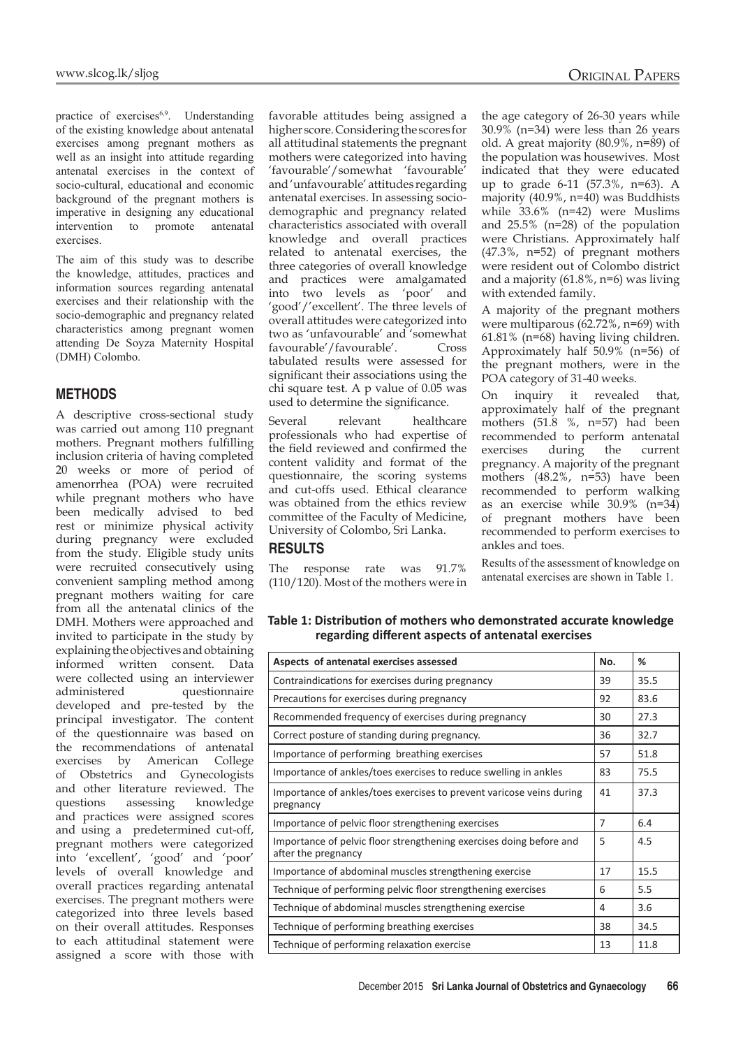practice of exercises[6,9]. Understanding of the existing knowledge about antenatal exercises among pregnant mothers as well as an insight into attitude regarding antenatal exercises in the context of socio-cultural, educational and economic background of the pregnant mothers is imperative in designing any educational intervention to promote antenatal exercises.

The aim of this study was to describe the knowledge, attitudes, practices and information sources regarding antenatal exercises and their relationship with the socio-demographic and pregnancy related characteristics among pregnant women attending De Soyza Maternity Hospital (DMH) Colombo.

## METHODS

A descriptive cross-sectional study was carried out among 110 pregnant mothers. Pregnant mothers fulfilling inclusion criteria of having completed 20 weeks or more of period of amenorrhea (POA) were recruited while pregnant mothers who have been medically advised to bed rest or minimize physical activity during pregnancy were excluded from the study. Eligible study units were recruited consecutively using convenient sampling method among pregnant mothers waiting for care from all the antenatal clinics of the DMH. Mothers were approached and invited to participate in the study by explaining the objectives and obtaining informed written consent. Data were collected using an interviewer administered questionnaire developed and pre-tested by the principal investigator. The content of the questionnaire was based on the recommendations of antenatal exercises by American College of Obstetrics and Gynecologists and other literature reviewed. The questions assessing knowledge and practices were assigned scores and using a predetermined cut-off, pregnant mothers were categorized into 'excellent', 'good' and 'poor' levels of overall knowledge and overall practices regarding antenatal exercises. The pregnant mothers were categorized into three levels based on their overall attitudes. Responses to each attitudinal statement were assigned a score with those with favorable attitudes being assigned a higher score. Considering the scores for all attitudinal statements the pregnant mothers were categorized into having 'favourable'/somewhat 'favourable' and 'unfavourable' attitudes regarding antenatal exercises. In assessing socio-demographic and pregnancy related characteristics associated with overall knowledge and overall practices related to antenatal exercises, the three categories of overall knowledge and practices were amalgamated into two levels as 'poor' and 'good'/'excellent'. The three levels of overall attitudes were categorized into two as 'unfavourable' and 'somewhat favourable'/'favourable'. Cross tabulated results were assessed for significant their associations using the chi square test. A p value of 0.05 was used to determine the significance.

Several relevant healthcare professionals who had expertise of the field reviewed and confirmed the content validity and format of the questionnaire, the scoring systems and cut-offs used. Ethical clearance was obtained from the ethics review committee of the Faculty of Medicine, University of Colombo, Sri Lanka.

## RESULTS

The response rate was 91.7% (110/120). Most of the mothers were in the age category of 26-30 years while 30.9% (n=34) were less than 26 years old. A great majority (80.9%, n=89) of the population was housewives. Most indicated that they were educated up to grade 6-11 (57.3%, n=63). A majority (40.9%, n=40) was Buddhists while 33.6% (n=42) were Muslims and 25.5% (n=28) of the population were Christians. Approximately half (47.3%, n=52) of pregnant mothers were resident out of Colombo district and a majority (61.8%, n=6) was living with extended family.

A majority of the pregnant mothers were multiparous (62.72%, n=69) with 61.81% (n=68) having living children. Approximately half 50.9% (n=56) of the pregnant mothers, were in the POA category of 31-40 weeks.

On inquiry it revealed that, approximately half of the pregnant mothers (51.8 %, n=57) had been recommended to perform antenatal exercises during the current pregnancy. A majority of the pregnant mothers (48.2%, n=53) have been recommended to perform walking as an exercise while 30.9% (n=34) of pregnant mothers have been recommended to perform exercises to ankles and toes.

Results of the assessment of knowledge on antenatal exercises are shown in Table 1.

**Table 1: Distribution of mothers who demonstrated accurate knowledge regarding different aspects of antenatal exercises**

| Aspects of antenatal exercises assessed | No. | % |
|---|---|---|
| Contraindications for exercises during pregnancy | 39 | 35.5 |
| Precautions for exercises during pregnancy | 92 | 83.6 |
| Recommended frequency of exercises during pregnancy | 30 | 27.3 |
| Correct posture of standing during pregnancy. | 36 | 32.7 |
| Importance of performing breathing exercises | 57 | 51.8 |
| Importance of ankles/toes exercises to reduce swelling in ankles | 83 | 75.5 |
| Importance of ankles/toes exercises to prevent varicose veins during pregnancy | 41 | 37.3 |
| Importance of pelvic floor strengthening exercises | 7 | 6.4 |
| Importance of pelvic floor strengthening exercises doing before and after the pregnancy | 5 | 4.5 |
| Importance of abdominal muscles strengthening exercise | 17 | 15.5 |
| Technique of performing pelvic floor strengthening exercises | 6 | 5.5 |
| Technique of abdominal muscles strengthening exercise | 4 | 3.6 |
| Technique of performing breathing exercises | 38 | 34.5 |
| Technique of performing relaxation exercise | 13 | 11.8 |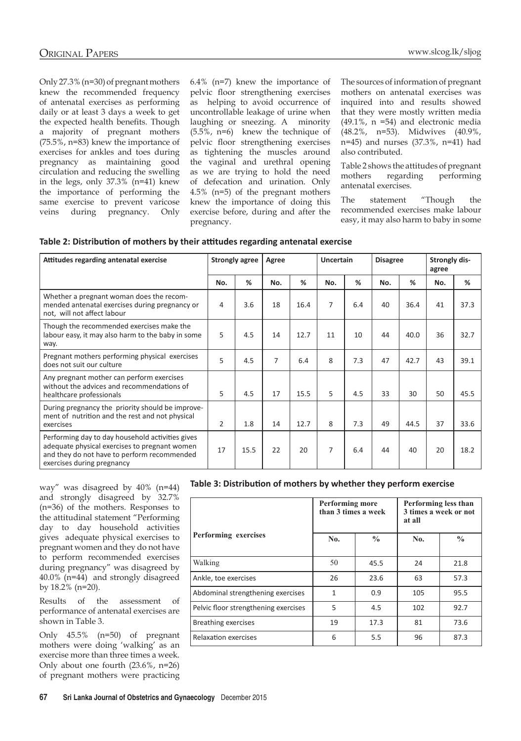Only 27.3% (n=30) of pregnant mothers knew the recommended frequency of antenatal exercises as performing daily or at least 3 days a week to get the expected health benefits. Though a majority of pregnant mothers (75.5%, n=83) knew the importance of exercises for ankles and toes during pregnancy as maintaining good circulation and reducing the swelling in the legs, only 37.3% (n=41) knew the importance of performing the same exercise to prevent varicose veins during pregnancy. Only 6.4% (n=7) knew the importance of pelvic floor strengthening exercises as helping to avoid occurrence of uncontrollable leakage of urine when laughing or sneezing. A minority (5.5%, n=6) knew the technique of pelvic floor strengthening exercises as tightening the muscles around the vaginal and urethral opening as we are trying to hold the need of defecation and urination. Only 4.5% (n=5) of the pregnant mothers knew the importance of doing this exercise before, during and after the pregnancy.

The sources of information of pregnant mothers on antenatal exercises was inquired into and results showed that they were mostly written media (49.1%, n =54) and electronic media (48.2%, n=53). Midwives (40.9%, n=45) and nurses (37.3%, n=41) had also contributed.

Table 2 shows the attitudes of pregnant mothers regarding performing antenatal exercises.

The statement "Though the recommended exercises make labour easy, it may also harm to baby in some way" was disagreed by 40% (n=44) and strongly disagreed by 32.7% (n=36) of the mothers. Responses to the attitudinal statement "Performing day to day household activities gives adequate physical exercises to pregnant women and they do not have to perform recommended exercises during pregnancy" was disagreed by 40.0% (n=44) and strongly disagreed by 18.2% (n=20).

**Table 2: Distribution of mothers by their attitudes regarding antenatal exercise**

| Attitudes regarding antenatal exercise | Strongly agree | | Agree | | Uncertain | | Disagree | | Strongly disagree | |
|---|---|---|---|---|---|---|---|---|---|---|
| | No. | % | No. | % | No. | % | No. | % | No. | % |
| Whether a pregnant woman does the recommended antenatal exercises during pregnancy or not, will not affect labour | 4 | 3.6 | 18 | 16.4 | 7 | 6.4 | 40 | 36.4 | 41 | 37.3 |
| Though the recommended exercises make the labour easy, it may also harm to the baby in some way. | 5 | 4.5 | 14 | 12.7 | 11 | 10 | 44 | 40.0 | 36 | 32.7 |
| Pregnant mothers performing physical exercises does not suit our culture | 5 | 4.5 | 7 | 6.4 | 8 | 7.3 | 47 | 42.7 | 43 | 39.1 |
| Any pregnant mother can perform exercises without the advices and recommendations of healthcare professionals | 5 | 4.5 | 17 | 15.5 | 5 | 4.5 | 33 | 30 | 50 | 45.5 |
| During pregnancy the priority should be improvement of nutrition and the rest and not physical exercises | 2 | 1.8 | 14 | 12.7 | 8 | 7.3 | 49 | 44.5 | 37 | 33.6 |
| Performing day to day household activities gives adequate physical exercises to pregnant women and they do not have to perform recommended exercises during pregnancy | 17 | 15.5 | 22 | 20 | 7 | 6.4 | 44 | 40 | 20 | 18.2 |

Results of the assessment of performance of antenatal exercises are shown in Table 3.

Only 45.5% (n=50) of pregnant mothers were doing 'walking' as an exercise more than three times a week. Only about one fourth (23.6%, n=26) of pregnant mothers were practicing

**Table 3: Distribution of mothers by whether they perform exercise**

| Performing exercises | Performing more than 3 times a week | | Performing less than 3 times a week or not at all | |
|---|---|---|---|---|
| | No. | % | No. | % |
| Walking | 50 | 45.5 | 24 | 21.8 |
| Ankle, toe exercises | 26 | 23.6 | 63 | 57.3 |
| Abdominal strengthening exercises | 1 | 0.9 | 105 | 95.5 |
| Pelvic floor strengthening exercises | 5 | 4.5 | 102 | 92.7 |
| Breathing exercises | 19 | 17.3 | 81 | 73.6 |
| Relaxation exercises | 6 | 5.5 | 96 | 87.3 |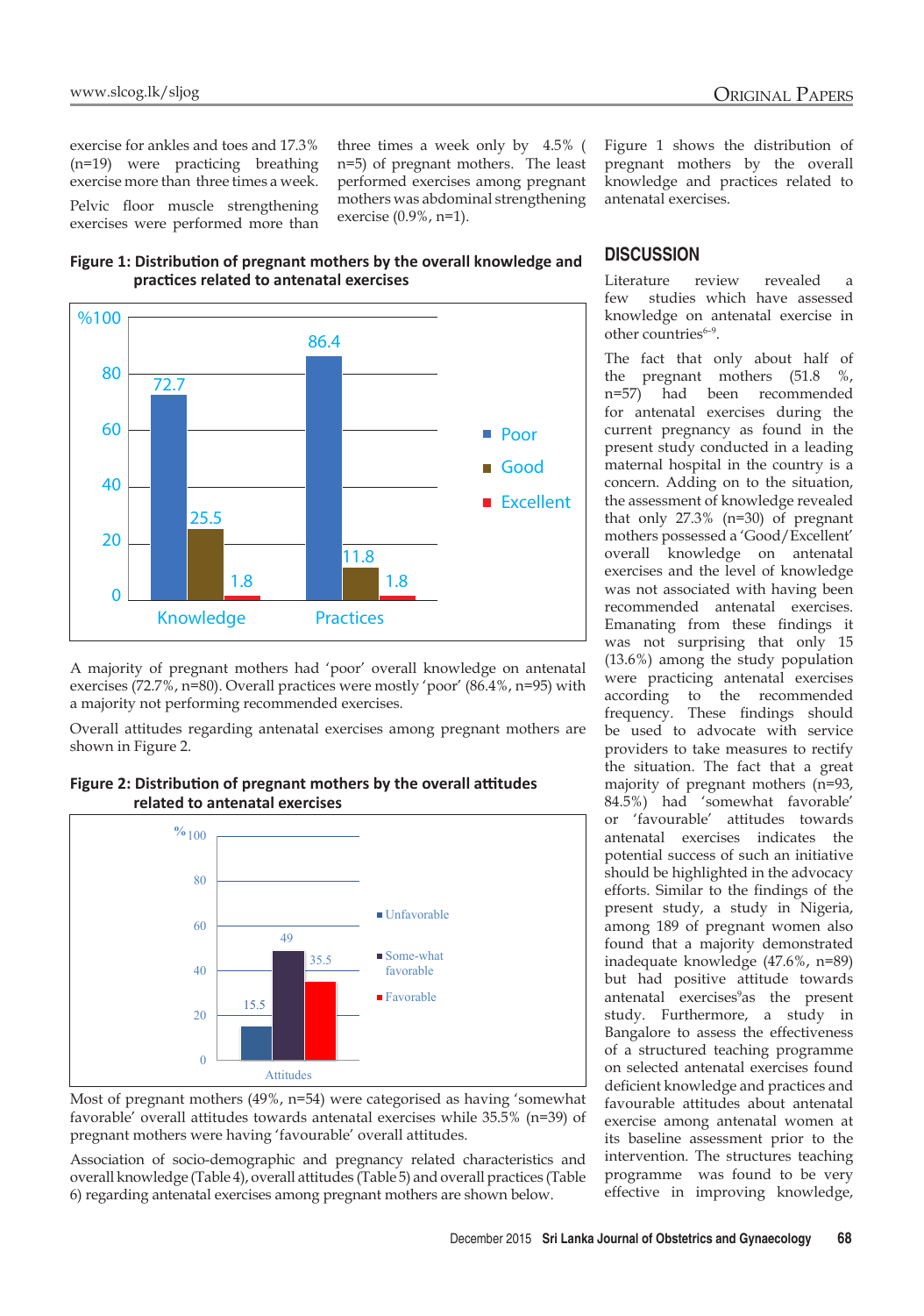exercise for ankles and toes and 17.3% (n=19) were practicing breathing exercise more than three times a week.

Pelvic floor muscle strengthening exercises were performed more than three times a week only by 4.5% ( n=5) of pregnant mothers. The least performed exercises among pregnant mothers was abdominal strengthening exercise (0.9%, n=1).

**Figure 1: Distribution of pregnant mothers by the overall knowledge and practices related to antenatal exercises**

| | Poor | Good | Excellent |
|---|---|---|---|
| Knowledge | 72.7 | 25.5 | 1.8 |
| Practices | 86.4 | 11.8 | 1.8 |

A majority of pregnant mothers had 'poor' overall knowledge on antenatal exercises (72.7%, n=80). Overall practices were mostly 'poor' (86.4%, n=95) with a majority not performing recommended exercises.

Overall attitudes regarding antenatal exercises among pregnant mothers are shown in Figure 2.

**Figure 2: Distribution of pregnant mothers by the overall attitudes related to antenatal exercises**

| | Unfavorable | Some-what favorable | Favorable |
|---|---|---|---|
| Attitudes | 15.5 | 49 | 35.5 |

Most of pregnant mothers (49%, n=54) were categorised as having 'somewhat favorable' overall attitudes towards antenatal exercises while 35.5% (n=39) of pregnant mothers were having 'favourable' overall attitudes.

Association of socio-demographic and pregnancy related characteristics and overall knowledge (Table 4), overall attitudes (Table 5) and overall practices (Table 6) regarding antenatal exercises among pregnant mothers are shown below.

Figure 1 shows the distribution of pregnant mothers by the overall knowledge and practices related to antenatal exercises.

## DISCUSSION

Literature review revealed a few studies which have assessed knowledge on antenatal exercise in other countries[6-9].

The fact that only about half of the pregnant mothers (51.8 %, n=57) had been recommended for antenatal exercises during the current pregnancy as found in the present study conducted in a leading maternal hospital in the country is a concern. Adding on to the situation, the assessment of knowledge revealed that only 27.3% (n=30) of pregnant mothers possessed a 'Good/Excellent' overall knowledge on antenatal exercises and the level of knowledge was not associated with having been recommended antenatal exercises. Emanating from these findings it was not surprising that only 15 (13.6%) among the study population were practicing antenatal exercises according to the recommended frequency. These findings should be used to advocate with service providers to take measures to rectify the situation. The fact that a great majority of pregnant mothers (n=93, 84.5%) had 'somewhat favorable' or 'favourable' attitudes towards antenatal exercises indicates the potential success of such an initiative should be highlighted in the advocacy efforts. Similar to the findings of the present study, a study in Nigeria, among 189 of pregnant women also found that a majority demonstrated inadequate knowledge (47.6%, n=89) but had positive attitude towards antenatal exercises[9]as the present study. Furthermore, a study in Bangalore to assess the effectiveness of a structured teaching programme on selected antenatal exercises found deficient knowledge and practices and favourable attitudes about antenatal exercise among antenatal women at its baseline assessment prior to the intervention. The structures teaching programme was found to be very effective in improving knowledge,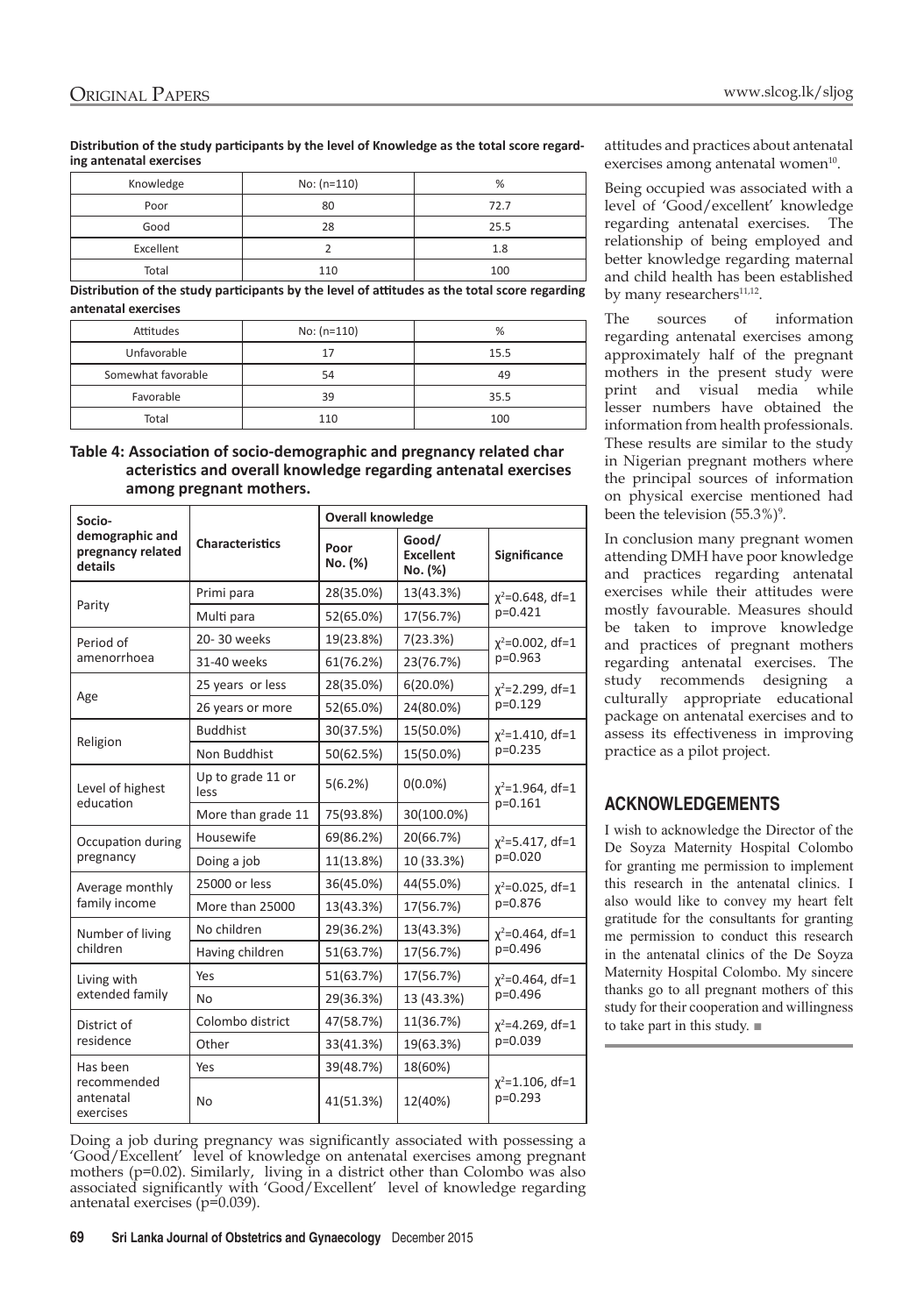**Distribution of the study participants by the level of Knowledge as the total score regarding antenatal exercises**

| Knowledge | No: (n=110) | % |
|---|---|---|
| Poor | 80 | 72.7 |
| Good | 28 | 25.5 |
| Excellent | 2 | 1.8 |
| Total | 110 | 100 |

**Distribution of the study participants by the level of attitudes as the total score regarding antenatal exercises**

| Attitudes | No: (n=110) | % |
|---|---|---|
| Unfavorable | 17 | 15.5 |
| Somewhat favorable | 54 | 49 |
| Favorable | 39 | 35.5 |
| Total | 110 | 100 |

**Table 4: Association of socio-demographic and pregnancy related characteristics and overall knowledge regarding antenatal exercises among pregnant mothers.**

| Socio-demographic and pregnancy related details | Characteristics | Overall knowledge | | |
|---|---|---|---|---|
| | | Poor No. (%) | Good/ Excellent No. (%) | Significance |
| Parity | Primi para | 28(35.0%) | 13(43.3%) | $\chi^2$=0.648, df=1 p=0.421 |
| | Multi para | 52(65.0%) | 17(56.7%) | |
| Period of amenorrhoea | 20- 30 weeks | 19(23.8%) | 7(23.3%) | $\chi^2$=0.002, df=1 p=0.963 |
| | 31-40 weeks | 61(76.2%) | 23(76.7%) | |
| Age | 25 years or less | 28(35.0%) | 6(20.0%) | $\chi^2$=2.299, df=1 p=0.129 |
| | 26 years or more | 52(65.0%) | 24(80.0%) | |
| Religion | Buddhist | 30(37.5%) | 15(50.0%) | $\chi^2$=1.410, df=1 p=0.235 |
| | Non Buddhist | 50(62.5%) | 15(50.0%) | |
| Level of highest education | Up to grade 11 or less | 5(6.2%) | 0(0.0%) | $\chi^2$=1.964, df=1 p=0.161 |
| | More than grade 11 | 75(93.8%) | 30(100.0%) | |
| Occupation during pregnancy | Housewife | 69(86.2%) | 20(66.7%) | $\chi^2$=5.417, df=1 p=0.020 |
| | Doing a job | 11(13.8%) | 10 (33.3%) | |
| Average monthly family income | 25000 or less | 36(45.0%) | 44(55.0%) | $\chi^2$=0.025, df=1 p=0.876 |
| | More than 25000 | 13(43.3%) | 17(56.7%) | |
| Number of living children | No children | 29(36.2%) | 13(43.3%) | $\chi^2$=0.464, df=1 p=0.496 |
| | Having children | 51(63.7%) | 17(56.7%) | |
| Living with extended family | Yes | 51(63.7%) | 17(56.7%) | $\chi^2$=0.464, df=1 p=0.496 |
| | No | 29(36.3%) | 13 (43.3%) | |
| District of residence | Colombo district | 47(58.7%) | 11(36.7%) | $\chi^2$=4.269, df=1 p=0.039 |
| | Other | 33(41.3%) | 19(63.3%) | |
| Has been recommended antenatal exercises | Yes | 39(48.7%) | 18(60%) | $\chi^2$=1.106, df=1 p=0.293 |
| | No | 41(51.3%) | 12(40%) | |

Doing a job during pregnancy was significantly associated with possessing a 'Good/Excellent' level of knowledge on antenatal exercises among pregnant mothers (p=0.02). Similarly, living in a district other than Colombo was also associated significantly with 'Good/Excellent' level of knowledge regarding antenatal exercises (p=0.039).

attitudes and practices about antenatal exercises among antenatal women[10].

Being occupied was associated with a level of 'Good/excellent' knowledge regarding antenatal exercises. The relationship of being employed and better knowledge regarding maternal and child health has been established by many researchers[11,12].

The sources of information regarding antenatal exercises among approximately half of the pregnant mothers in the present study were print and visual media while lesser numbers have obtained the information from health professionals. These results are similar to the study in Nigerian pregnant mothers where the principal sources of information on physical exercise mentioned had been the television (55.3%)[9].

In conclusion many pregnant women attending DMH have poor knowledge and practices regarding antenatal exercises while their attitudes were mostly favourable. Measures should be taken to improve knowledge and practices of pregnant mothers regarding antenatal exercises. The study recommends designing a culturally appropriate educational package on antenatal exercises and to assess its effectiveness in improving practice as a pilot project.

## ACKNOWLEDGEMENTS

I wish to acknowledge the Director of the De Soyza Maternity Hospital Colombo for granting me permission to implement this research in the antenatal clinics. I also would like to convey my heart felt gratitude for the consultants for granting me permission to conduct this research in the antenatal clinics of the De Soyza Maternity Hospital Colombo. My sincere thanks go to all pregnant mothers of this study for their cooperation and willingness to take part in this study. ■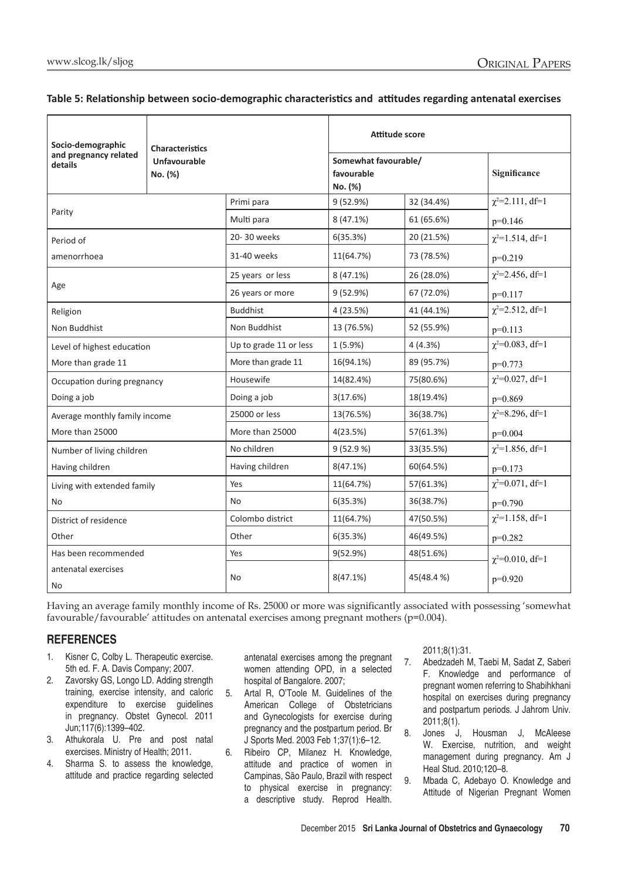**Table 5: Relationship between socio-demographic characteristics and attitudes regarding antenatal exercises**

| Socio-demographic and pregnancy related details | Characteristics | Attitude score | | |
|---|---|---|---|---|
| | | Unfavourable No. (%) | Somewhat favourable/ favourable No. (%) | Significance |
| Parity | Primi para | 9 (52.9%) | 32 (34.4%) | $\chi^2$=2.111, df=1 |
| | Multi para | 8 (47.1%) | 61 (65.6%) | p=0.146 |
| Period of amenorrhoea | 20- 30 weeks | 6(35.3%) | 20 (21.5%) | $\chi^2$=1.514, df=1 |
| | 31-40 weeks | 11(64.7%) | 73 (78.5%) | p=0.219 |
| Age | 25 years or less | 8 (47.1%) | 26 (28.0%) | $\chi^2$=2.456, df=1 |
| | 26 years or more | 9 (52.9%) | 67 (72.0%) | p=0.117 |
| Religion | Buddhist | 4 (23.5%) | 41 (44.1%) | $\chi^2$=2.512, df=1 |
| Non Buddhist | Non Buddhist | 13 (76.5%) | 52 (55.9%) | p=0.113 |
| Level of highest education | Up to grade 11 or less | 1 (5.9%) | 4 (4.3%) | $\chi^2$=0.083, df=1 |
| More than grade 11 | More than grade 11 | 16(94.1%) | 89 (95.7%) | p=0.773 |
| Occupation during pregnancy | Housewife | 14(82.4%) | 75(80.6%) | $\chi^2$=0.027, df=1 |
| Doing a job | Doing a job | 3(17.6%) | 18(19.4%) | p=0.869 |
| Average monthly family income | 25000 or less | 13(76.5%) | 36(38.7%) | $\chi^2$=8.296, df=1 |
| More than 25000 | More than 25000 | 4(23.5%) | 57(61.3%) | p=0.004 |
| Number of living children | No children | 9 (52.9 %) | 33(35.5%) | $\chi^2$=1.856, df=1 |
| Having children | Having children | 8(47.1%) | 60(64.5%) | p=0.173 |
| Living with extended family | Yes | 11(64.7%) | 57(61.3%) | $\chi^2$=0.071, df=1 |
| No | No | 6(35.3%) | 36(38.7%) | p=0.790 |
| District of residence | Colombo district | 11(64.7%) | 47(50.5%) | $\chi^2$=1.158, df=1 |
| Other | Other | 6(35.3%) | 46(49.5%) | p=0.282 |
| Has been recommended antenatal exercises | Yes | 9(52.9%) | 48(51.6%) | $\chi^2$=0.010, df=1 |
| No | No | 8(47.1%) | 45(48.4 %) | p=0.920 |

Having an average family monthly income of Rs. 25000 or more was significantly associated with possessing 'somewhat favourable/favourable' attitudes on antenatal exercises among pregnant mothers (p=0.004).

## REFERENCES

1. Kisner C, Colby L. Therapeutic exercise. 5th ed. F. A. Davis Company; 2007.
2. Zavorsky GS, Longo LD. Adding strength training, exercise intensity, and caloric expenditure to exercise guidelines in pregnancy. Obstet Gynecol. 2011 Jun;117(6):1399–402.
3. Athukorala U. Pre and post natal exercises. Ministry of Health; 2011.
4. Sharma S. to assess the knowledge, attitude and practice regarding selected antenatal exercises among the pregnant women attending OPD, in a selected hospital of Bangalore. 2007;
5. Artal R, O'Toole M. Guidelines of the American College of Obstetricians and Gynecologists for exercise during pregnancy and the postpartum period. Br J Sports Med. 2003 Feb 1;37(1):6–12.
6. Ribeiro CP, Milanez H. Knowledge, attitude and practice of women in Campinas, São Paulo, Brazil with respect to physical exercise in pregnancy: a descriptive study. Reprod Health. 2011;8(1):31.
7. Abedzadeh M, Taebi M, Sadat Z, Saberi F. Knowledge and performance of pregnant women referring to Shabihkhani hospital on exercises during pregnancy and postpartum periods. J Jahrom Univ. 2011;8(1).
8. Jones J, Housman J, McAleese W. Exercise, nutrition, and weight management during pregnancy. Am J Heal Stud. 2010;120–8.
9. Mbada C, Adebayo O. Knowledge and Attitude of Nigerian Pregnant Women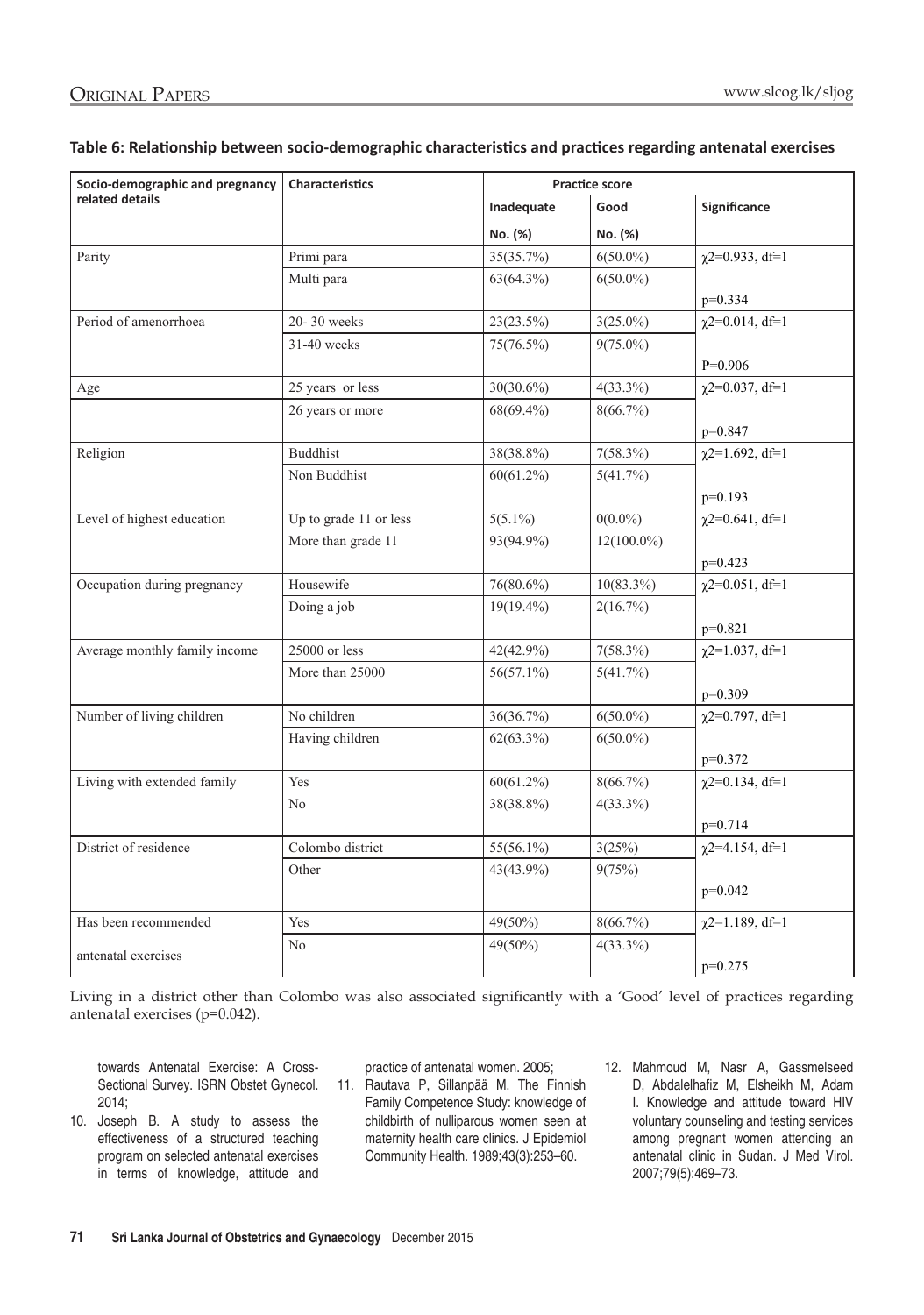**Table 6: Relationship between socio-demographic characteristics and practices regarding antenatal exercises**

| Socio-demographic and pregnancy related details | Characteristics | Practice score | | |
|---|---|---|---|---|
| | | Inadequate No. (%) | Good No. (%) | Significance |
| Parity | Primi para | 35(35.7%) | 6(50.0%) | $\chi 2$=0.933, df=1 |
| | Multi para | 63(64.3%) | 6(50.0%) | p=0.334 |
| Period of amenorrhoea | 20- 30 weeks | 23(23.5%) | 3(25.0%) | $\chi 2$=0.014, df=1 |
| | 31-40 weeks | 75(76.5%) | 9(75.0%) | P=0.906 |
| Age | 25 years or less | 30(30.6%) | 4(33.3%) | $\chi 2$=0.037, df=1 |
| | 26 years or more | 68(69.4%) | 8(66.7%) | p=0.847 |
| Religion | Buddhist | 38(38.8%) | 7(58.3%) | $\chi 2$=1.692, df=1 |
| | Non Buddhist | 60(61.2%) | 5(41.7%) | p=0.193 |
| Level of highest education | Up to grade 11 or less | 5(5.1%) | 0(0.0%) | $\chi 2$=0.641, df=1 |
| | More than grade 11 | 93(94.9%) | 12(100.0%) | p=0.423 |
| Occupation during pregnancy | Housewife | 76(80.6%) | 10(83.3%) | $\chi 2$=0.051, df=1 |
| | Doing a job | 19(19.4%) | 2(16.7%) | p=0.821 |
| Average monthly family income | 25000 or less | 42(42.9%) | 7(58.3%) | $\chi 2$=1.037, df=1 |
| | More than 25000 | 56(57.1%) | 5(41.7%) | p=0.309 |
| Number of living children | No children | 36(36.7%) | 6(50.0%) | $\chi 2$=0.797, df=1 |
| | Having children | 62(63.3%) | 6(50.0%) | p=0.372 |
| Living with extended family | Yes | 60(61.2%) | 8(66.7%) | $\chi 2$=0.134, df=1 |
| | No | 38(38.8%) | 4(33.3%) | p=0.714 |
| District of residence | Colombo district | 55(56.1%) | 3(25%) | $\chi 2$=4.154, df=1 |
| | Other | 43(43.9%) | 9(75%) | p=0.042 |
| Has been recommended antenatal exercises | Yes | 49(50%) | 8(66.7%) | $\chi 2$=1.189, df=1 |
| | No | 49(50%) | 4(33.3%) | p=0.275 |

Living in a district other than Colombo was also associated significantly with a 'Good' level of practices regarding antenatal exercises (p=0.042).

towards Antenatal Exercise: A Cross-Sectional Survey. ISRN Obstet Gynecol. 2014;

10. Joseph B. A study to assess the effectiveness of a structured teaching program on selected antenatal exercises in terms of knowledge, attitude and practice of antenatal women. 2005;
11. Rautava P, Sillanpää M. The Finnish Family Competence Study: knowledge of childbirth of nulliparous women seen at maternity health care clinics. J Epidemiol Community Health. 1989;43(3):253–60.
12. Mahmoud M, Nasr A, Gassmelseed D, Abdalelhafiz M, Elsheikh M, Adam I. Knowledge and attitude toward HIV voluntary counseling and testing services among pregnant women attending an antenatal clinic in Sudan. J Med Virol. 2007;79(5):469–73.